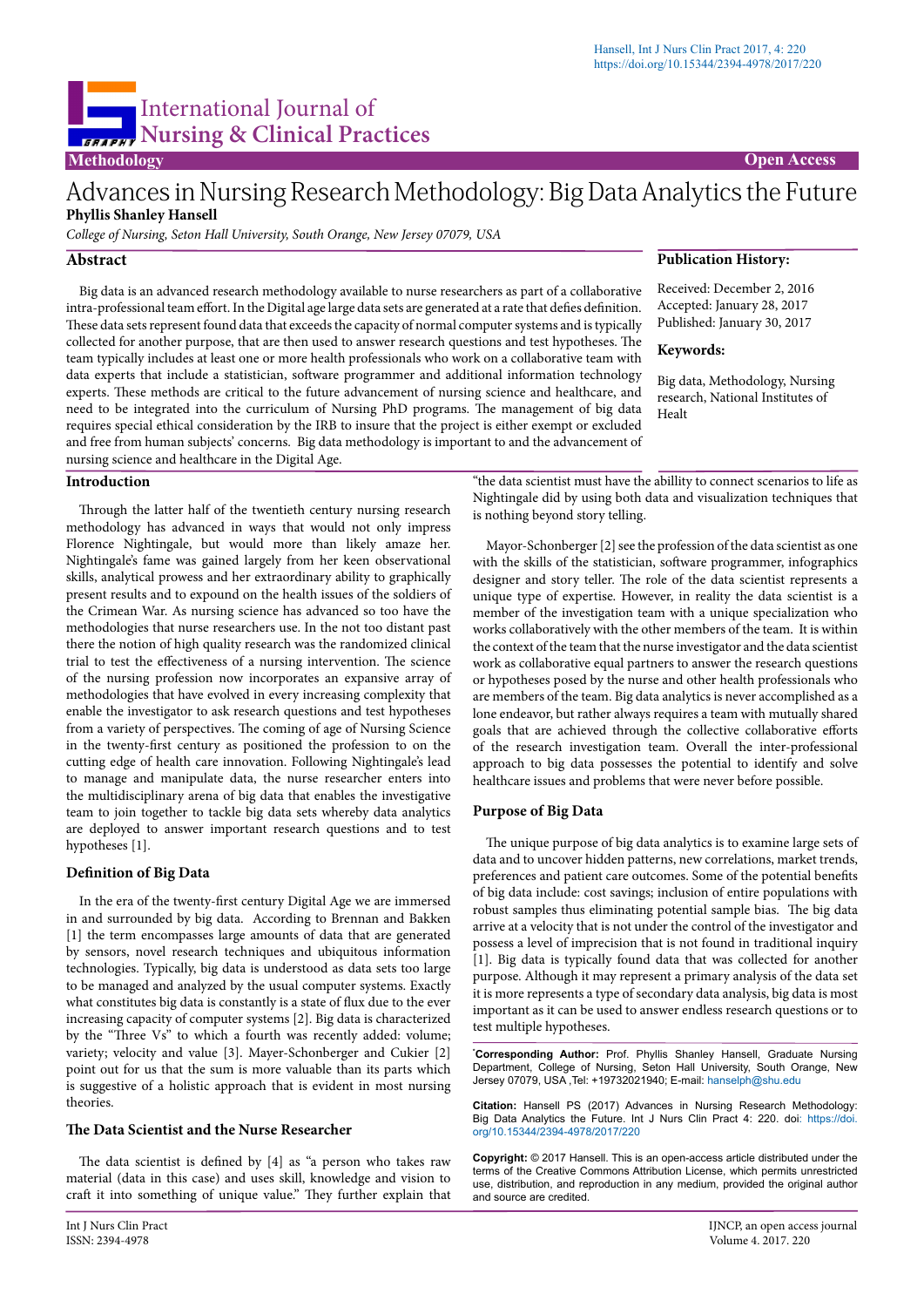International Journal of Nursing & Clinical Practices

Methodology | Open Access

# Advances in Nursing Research Methodology: Big Data Analytics the Future

**Phyllis Shanley Hansell**

*College of Nursing, Seton Hall University, South Orange, New Jersey 07079, USA*

## Abstract

Big data is an advanced research methodology available to nurse researchers as part of a collaborative intra-professional team effort. In the Digital age large data sets are generated at a rate that defies definition. These data sets represent found data that exceeds the capacity of normal computer systems and is typically collected for another purpose, that are then used to answer research questions and test hypotheses. The team typically includes at least one or more health professionals who work on a collaborative team with data experts that include a statistician, software programmer and additional information technology experts. These methods are critical to the future advancement of nursing science and healthcare, and need to be integrated into the curriculum of Nursing PhD programs. The management of big data requires special ethical consideration by the IRB to insure that the project is either exempt or excluded and free from human subjects' concerns. Big data methodology is important to and the advancement of nursing science and healthcare in the Digital Age.

**Publication History:**

Received: December 2, 2016
Accepted: January 28, 2017
Published: January 30, 2017

**Keywords:**

Big data, Methodology, Nursing research, National Institutes of Healt

## Introduction

Through the latter half of the twentieth century nursing research methodology has advanced in ways that would not only impress Florence Nightingale, but would more than likely amaze her. Nightingale's fame was gained largely from her keen observational skills, analytical prowess and her extraordinary ability to graphically present results and to expound on the health issues of the soldiers of the Crimean War. As nursing science has advanced so too have the methodologies that nurse researchers use. In the not too distant past there the notion of high quality research was the randomized clinical trial to test the effectiveness of a nursing intervention. The science of the nursing profession now incorporates an expansive array of methodologies that have evolved in every increasing complexity that enable the investigator to ask research questions and test hypotheses from a variety of perspectives. The coming of age of Nursing Science in the twenty-first century as positioned the profession to on the cutting edge of health care innovation. Following Nightingale's lead to manage and manipulate data, the nurse researcher enters into the multidisciplinary arena of big data that enables the investigative team to join together to tackle big data sets whereby data analytics are deployed to answer important research questions and to test hypotheses [1].

## Definition of Big Data

In the era of the twenty-first century Digital Age we are immersed in and surrounded by big data. According to Brennan and Bakken [1] the term encompasses large amounts of data that are generated by sensors, novel research techniques and ubiquitous information technologies. Typically, big data is understood as data sets too large to be managed and analyzed by the usual computer systems. Exactly what constitutes big data is constantly is a state of flux due to the ever increasing capacity of computer systems [2]. Big data is characterized by the "Three Vs" to which a fourth was recently added: volume; variety; velocity and value [3]. Mayer-Schonberger and Cukier [2] point out for us that the sum is more valuable than its parts which is suggestive of a holistic approach that is evident in most nursing theories.

## The Data Scientist and the Nurse Researcher

The data scientist is defined by [4] as "a person who takes raw material (data in this case) and uses skill, knowledge and vision to craft it into something of unique value." They further explain that "the data scientist must have the abillity to connect scenarios to life as Nightingale did by using both data and visualization techniques that is nothing beyond story telling.

Mayor-Schonberger [2] see the profession of the data scientist as one with the skills of the statistician, software programmer, infographics designer and story teller. The role of the data scientist represents a unique type of expertise. However, in reality the data scientist is a member of the investigation team with a unique specialization who works collaboratively with the other members of the team. It is within the context of the team that the nurse investigator and the data scientist work as collaborative equal partners to answer the research questions or hypotheses posed by the nurse and other health professionals who are members of the team. Big data analytics is never accomplished as a lone endeavor, but rather always requires a team with mutually shared goals that are achieved through the collective collaborative efforts of the research investigation team. Overall the inter-professional approach to big data possesses the potential to identify and solve healthcare issues and problems that were never before possible.

## Purpose of Big Data

The unique purpose of big data analytics is to examine large sets of data and to uncover hidden patterns, new correlations, market trends, preferences and patient care outcomes. Some of the potential benefits of big data include: cost savings; inclusion of entire populations with robust samples thus eliminating potential sample bias. The big data arrive at a velocity that is not under the control of the investigator and possess a level of imprecision that is not found in traditional inquiry [1]. Big data is typically found data that was collected for another purpose. Although it may represent a primary analysis of the data set it is more represents a type of secondary data analysis, big data is most important as it can be used to answer endless research questions or to test multiple hypotheses.

*Corresponding Author: Prof. Phyllis Shanley Hansell, Graduate Nursing Department, College of Nursing, Seton Hall University, South Orange, New Jersey 07079, USA ,Tel: +19732021940; E-mail: hanselph@shu.edu

**Citation:** Hansell PS (2017) Advances in Nursing Research Methodology: Big Data Analytics the Future. Int J Nurs Clin Pract 4: 220. doi: https://doi.org/10.15344/2394-4978/2017/220

**Copyright:** © 2017 Hansell. This is an open-access article distributed under the terms of the Creative Commons Attribution License, which permits unrestricted use, distribution, and reproduction in any medium, provided the original author and source are credited.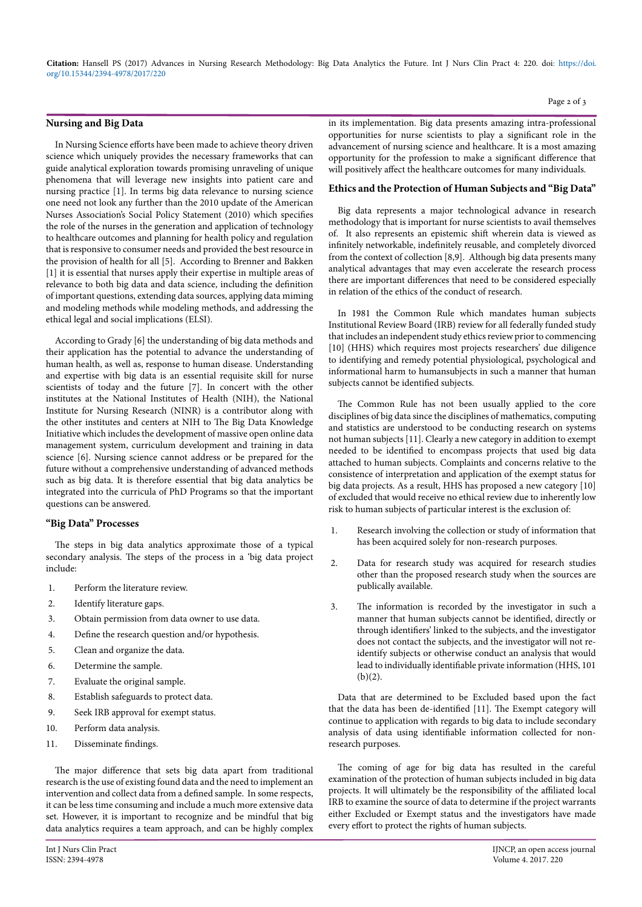## Nursing and Big Data

In Nursing Science efforts have been made to achieve theory driven science which uniquely provides the necessary frameworks that can guide analytical exploration towards promising unraveling of unique phenomena that will leverage new insights into patient care and nursing practice [1]. In terms big data relevance to nursing science one need not look any further than the 2010 update of the American Nurses Association's Social Policy Statement (2010) which specifies the role of the nurses in the generation and application of technology to healthcare outcomes and planning for health policy and regulation that is responsive to consumer needs and provided the best resource in the provision of health for all [5]. According to Brenner and Bakken [1] it is essential that nurses apply their expertise in multiple areas of relevance to both big data and data science, including the definition of important questions, extending data sources, applying data miming and modeling methods while modeling methods, and addressing the ethical legal and social implications (ELSI).

According to Grady [6] the understanding of big data methods and their application has the potential to advance the understanding of human health, as well as, response to human disease. Understanding and expertise with big data is an essential requisite skill for nurse scientists of today and the future [7]. In concert with the other institutes at the National Institutes of Health (NIH), the National Institute for Nursing Research (NINR) is a contributor along with the other institutes and centers at NIH to The Big Data Knowledge Initiative which includes the development of massive open online data management system, curriculum development and training in data science [6]. Nursing science cannot address or be prepared for the future without a comprehensive understanding of advanced methods such as big data. It is therefore essential that big data analytics be integrated into the curricula of PhD Programs so that the important questions can be answered.

## "Big Data" Processes

The steps in big data analytics approximate those of a typical secondary analysis. The steps of the process in a 'big data project include:

1. Perform the literature review.
2. Identify literature gaps.
3. Obtain permission from data owner to use data.
4. Define the research question and/or hypothesis.
5. Clean and organize the data.
6. Determine the sample.
7. Evaluate the original sample.
8. Establish safeguards to protect data.
9. Seek IRB approval for exempt status.
10. Perform data analysis.
11. Disseminate findings.

The major difference that sets big data apart from traditional research is the use of existing found data and the need to implement an intervention and collect data from a defined sample. In some respects, it can be less time consuming and include a much more extensive data set. However, it is important to recognize and be mindful that big data analytics requires a team approach, and can be highly complex in its implementation. Big data presents amazing intra-professional opportunities for nurse scientists to play a significant role in the advancement of nursing science and healthcare. It is a most amazing opportunity for the profession to make a significant difference that will positively affect the healthcare outcomes for many individuals.

## Ethics and the Protection of Human Subjects and "Big Data"

Big data represents a major technological advance in research methodology that is important for nurse scientists to avail themselves of. It also represents an epistemic shift wherein data is viewed as infinitely networkable, indefinitely reusable, and completely divorced from the context of collection [8,9]. Although big data presents many analytical advantages that may even accelerate the research process there are important differences that need to be considered especially in relation of the ethics of the conduct of research.

In 1981 the Common Rule which mandates human subjects Institutional Review Board (IRB) review for all federally funded study that includes an independent study ethics review prior to commencing [10] (HHS) which requires most projects researchers' due diligence to identifying and remedy potential physiological, psychological and informational harm to humansubjects in such a manner that human subjects cannot be identified subjects.

The Common Rule has not been usually applied to the core disciplines of big data since the disciplines of mathematics, computing and statistics are understood to be conducting research on systems not human subjects [11]. Clearly a new category in addition to exempt needed to be identified to encompass projects that used big data attached to human subjects. Complaints and concerns relative to the consistence of interpretation and application of the exempt status for big data projects. As a result, HHS has proposed a new category [10] of excluded that would receive no ethical review due to inherently low risk to human subjects of particular interest is the exclusion of:

1. Research involving the collection or study of information that has been acquired solely for non-research purposes.
2. Data for research study was acquired for research studies other than the proposed research study when the sources are publically available.
3. The information is recorded by the investigator in such a manner that human subjects cannot be identified, directly or through identifiers' linked to the subjects, and the investigator does not contact the subjects, and the investigator will not re-identify subjects or otherwise conduct an analysis that would lead to individually identifiable private information (HHS, 101 (b)(2).

Data that are determined to be Excluded based upon the fact that the data has been de-identified [11]. The Exempt category will continue to application with regards to big data to include secondary analysis of data using identifiable information collected for non-research purposes.

The coming of age for big data has resulted in the careful examination of the protection of human subjects included in big data projects. It will ultimately be the responsibility of the affiliated local IRB to examine the source of data to determine if the project warrants either Excluded or Exempt status and the investigators have made every effort to protect the rights of human subjects.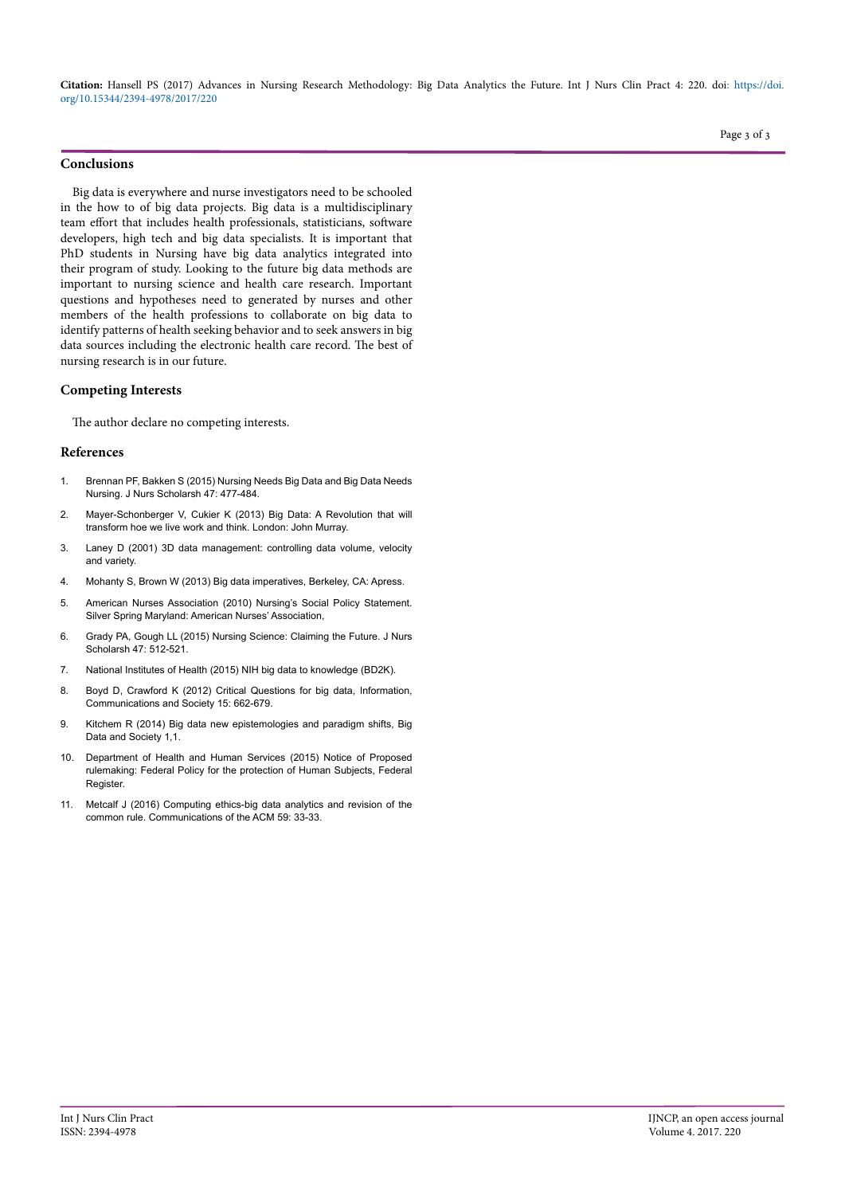## Conclusions

Big data is everywhere and nurse investigators need to be schooled in the how to of big data projects. Big data is a multidisciplinary team effort that includes health professionals, statisticians, software developers, high tech and big data specialists. It is important that PhD students in Nursing have big data analytics integrated into their program of study. Looking to the future big data methods are important to nursing science and health care research. Important questions and hypotheses need to generated by nurses and other members of the health professions to collaborate on big data to identify patterns of health seeking behavior and to seek answers in big data sources including the electronic health care record. The best of nursing research is in our future.

## Competing Interests

The author declare no competing interests.

## References

1. Brennan PF, Bakken S (2015) Nursing Needs Big Data and Big Data Needs Nursing. J Nurs Scholarsh 47: 477-484.
2. Mayer-Schonberger V, Cukier K (2013) Big Data: A Revolution that will transform hoe we live work and think. London: John Murray.
3. Laney D (2001) 3D data management: controlling data volume, velocity and variety.
4. Mohanty S, Brown W (2013) Big data imperatives, Berkeley, CA: Apress.
5. American Nurses Association (2010) Nursing's Social Policy Statement. Silver Spring Maryland: American Nurses' Association,
6. Grady PA, Gough LL (2015) Nursing Science: Claiming the Future. J Nurs Scholarsh 47: 512-521.
7. National Institutes of Health (2015) NIH big data to knowledge (BD2K).
8. Boyd D, Crawford K (2012) Critical Questions for big data, Information, Communications and Society 15: 662-679.
9. Kitchem R (2014) Big data new epistemologies and paradigm shifts, Big Data and Society 1,1.
10. Department of Health and Human Services (2015) Notice of Proposed rulemaking: Federal Policy for the protection of Human Subjects, Federal Register.
11. Metcalf J (2016) Computing ethics-big data analytics and revision of the common rule. Communications of the ACM 59: 33-33.